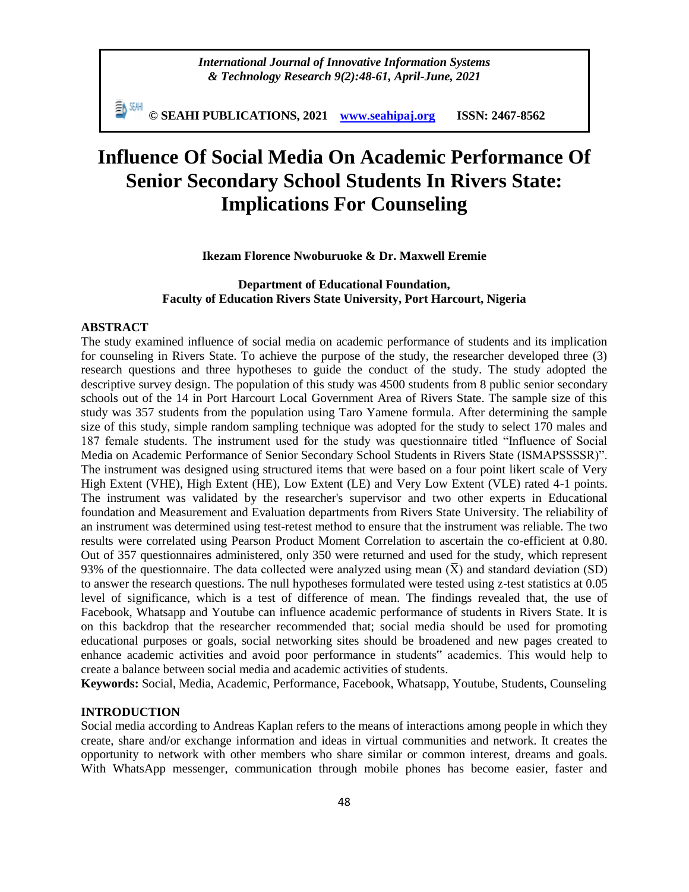*International Journal of Innovative Information Systems & Technology Research 9(2):48-61, April-June, 2021*

**© SEAHI PUBLICATIONS, 2021 [www.seahipaj.org](http://www.seahipaj.org) ISSN: 2467-8562**

# Influence Of Social Media On Academic Performance Of Senior Secondary School Students In Rivers State: Implications For Counseling

**Ikezam Florence Nwoburuoke & Dr. Maxwell Eremie**

**Department of Educational Foundation,**
**Faculty of Education Rivers State University, Port Harcourt, Nigeria**

## ABSTRACT

The study examined influence of social media on academic performance of students and its implication for counseling in Rivers State. To achieve the purpose of the study, the researcher developed three (3) research questions and three hypotheses to guide the conduct of the study. The study adopted the descriptive survey design. The population of this study was 4500 students from 8 public senior secondary schools out of the 14 in Port Harcourt Local Government Area of Rivers State. The sample size of this study was 357 students from the population using Taro Yamene formula. After determining the sample size of this study, simple random sampling technique was adopted for the study to select 170 males and 187 female students. The instrument used for the study was questionnaire titled "Influence of Social Media on Academic Performance of Senior Secondary School Students in Rivers State (ISMAPSSSSR)". The instrument was designed using structured items that were based on a four point likert scale of Very High Extent (VHE), High Extent (HE), Low Extent (LE) and Very Low Extent (VLE) rated 4-1 points. The instrument was validated by the researcher's supervisor and two other experts in Educational foundation and Measurement and Evaluation departments from Rivers State University. The reliability of an instrument was determined using test-retest method to ensure that the instrument was reliable. The two results were correlated using Pearson Product Moment Correlation to ascertain the co-efficient at 0.80. Out of 357 questionnaires administered, only 350 were returned and used for the study, which represent 93% of the questionnaire. The data collected were analyzed using mean ($\bar{X}$) and standard deviation (SD) to answer the research questions. The null hypotheses formulated were tested using z-test statistics at 0.05 level of significance, which is a test of difference of mean. The findings revealed that, the use of Facebook, Whatsapp and Youtube can influence academic performance of students in Rivers State. It is on this backdrop that the researcher recommended that; social media should be used for promoting educational purposes or goals, social networking sites should be broadened and new pages created to enhance academic activities and avoid poor performance in students" academics. This would help to create a balance between social media and academic activities of students.

**Keywords:** Social, Media, Academic, Performance, Facebook, Whatsapp, Youtube, Students, Counseling

## INTRODUCTION

Social media according to Andreas Kaplan refers to the means of interactions among people in which they create, share and/or exchange information and ideas in virtual communities and network. It creates the opportunity to network with other members who share similar or common interest, dreams and goals. With WhatsApp messenger, communication through mobile phones has become easier, faster and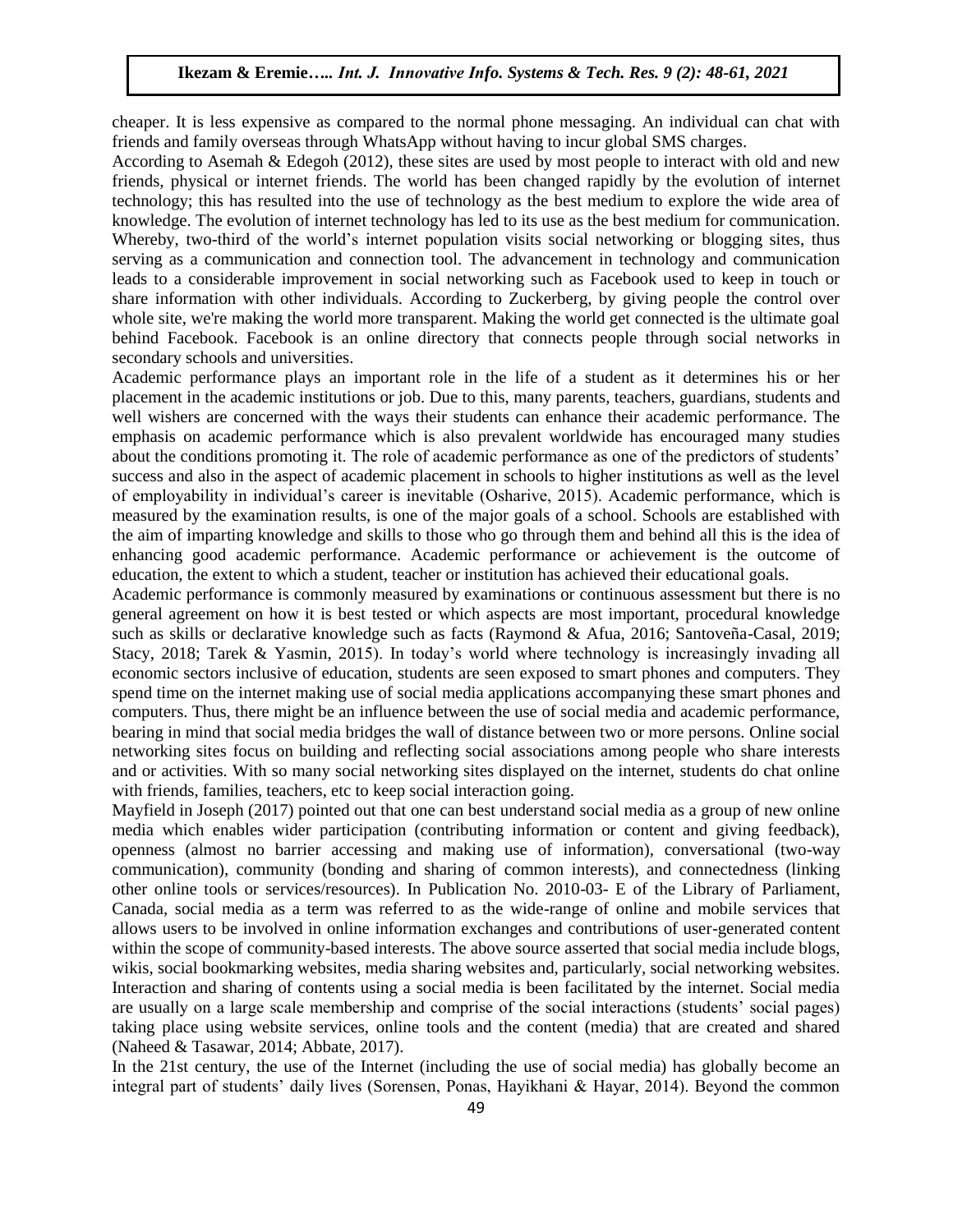cheaper. It is less expensive as compared to the normal phone messaging. An individual can chat with friends and family overseas through WhatsApp without having to incur global SMS charges.

According to Asemah & Edegoh (2012), these sites are used by most people to interact with old and new friends, physical or internet friends. The world has been changed rapidly by the evolution of internet technology; this has resulted into the use of technology as the best medium to explore the wide area of knowledge. The evolution of internet technology has led to its use as the best medium for communication. Whereby, two-third of the world's internet population visits social networking or blogging sites, thus serving as a communication and connection tool. The advancement in technology and communication leads to a considerable improvement in social networking such as Facebook used to keep in touch or share information with other individuals. According to Zuckerberg, by giving people the control over whole site, we're making the world more transparent. Making the world get connected is the ultimate goal behind Facebook. Facebook is an online directory that connects people through social networks in secondary schools and universities.

Academic performance plays an important role in the life of a student as it determines his or her placement in the academic institutions or job. Due to this, many parents, teachers, guardians, students and well wishers are concerned with the ways their students can enhance their academic performance. The emphasis on academic performance which is also prevalent worldwide has encouraged many studies about the conditions promoting it. The role of academic performance as one of the predictors of students' success and also in the aspect of academic placement in schools to higher institutions as well as the level of employability in individual's career is inevitable (Osharive, 2015). Academic performance, which is measured by the examination results, is one of the major goals of a school. Schools are established with the aim of imparting knowledge and skills to those who go through them and behind all this is the idea of enhancing good academic performance. Academic performance or achievement is the outcome of education, the extent to which a student, teacher or institution has achieved their educational goals.

Academic performance is commonly measured by examinations or continuous assessment but there is no general agreement on how it is best tested or which aspects are most important, procedural knowledge such as skills or declarative knowledge such as facts (Raymond & Afua, 2016; Santoveña-Casal, 2019; Stacy, 2018; Tarek & Yasmin, 2015). In today's world where technology is increasingly invading all economic sectors inclusive of education, students are seen exposed to smart phones and computers. They spend time on the internet making use of social media applications accompanying these smart phones and computers. Thus, there might be an influence between the use of social media and academic performance, bearing in mind that social media bridges the wall of distance between two or more persons. Online social networking sites focus on building and reflecting social associations among people who share interests and or activities. With so many social networking sites displayed on the internet, students do chat online with friends, families, teachers, etc to keep social interaction going.

Mayfield in Joseph (2017) pointed out that one can best understand social media as a group of new online media which enables wider participation (contributing information or content and giving feedback), openness (almost no barrier accessing and making use of information), conversational (two-way communication), community (bonding and sharing of common interests), and connectedness (linking other online tools or services/resources). In Publication No. 2010-03- E of the Library of Parliament, Canada, social media as a term was referred to as the wide-range of online and mobile services that allows users to be involved in online information exchanges and contributions of user-generated content within the scope of community-based interests. The above source asserted that social media include blogs, wikis, social bookmarking websites, media sharing websites and, particularly, social networking websites. Interaction and sharing of contents using a social media is been facilitated by the internet. Social media are usually on a large scale membership and comprise of the social interactions (students' social pages) taking place using website services, online tools and the content (media) that are created and shared (Naheed & Tasawar, 2014; Abbate, 2017).

In the 21st century, the use of the Internet (including the use of social media) has globally become an integral part of students' daily lives (Sorensen, Ponas, Hayikhani & Hayar, 2014). Beyond the common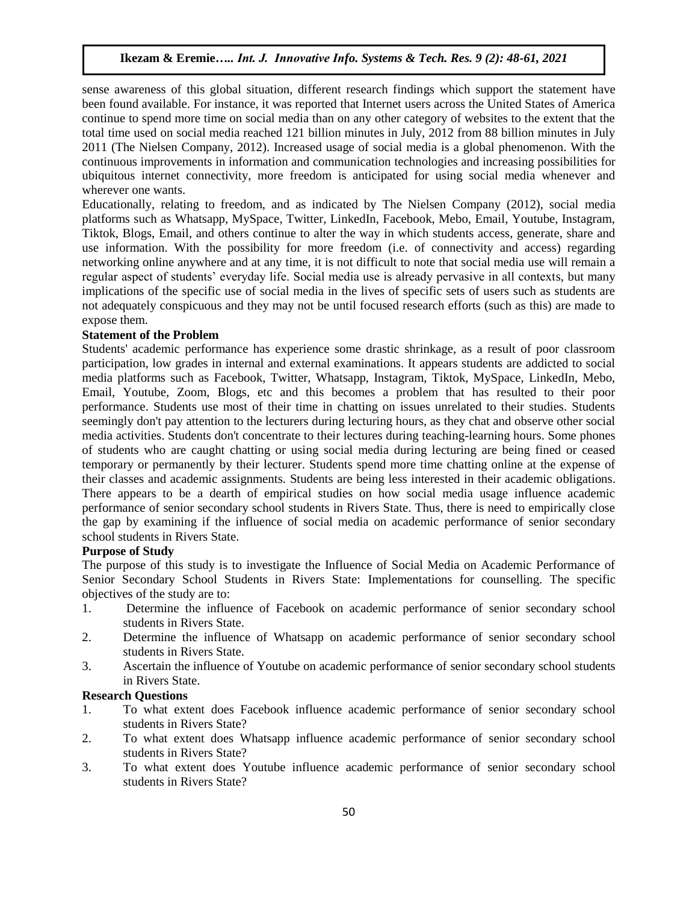sense awareness of this global situation, different research findings which support the statement have been found available. For instance, it was reported that Internet users across the United States of America continue to spend more time on social media than on any other category of websites to the extent that the total time used on social media reached 121 billion minutes in July, 2012 from 88 billion minutes in July 2011 (The Nielsen Company, 2012). Increased usage of social media is a global phenomenon. With the continuous improvements in information and communication technologies and increasing possibilities for ubiquitous internet connectivity, more freedom is anticipated for using social media whenever and wherever one wants.

Educationally, relating to freedom, and as indicated by The Nielsen Company (2012), social media platforms such as Whatsapp, MySpace, Twitter, LinkedIn, Facebook, Mebo, Email, Youtube, Instagram, Tiktok, Blogs, Email, and others continue to alter the way in which students access, generate, share and use information. With the possibility for more freedom (i.e. of connectivity and access) regarding networking online anywhere and at any time, it is not difficult to note that social media use will remain a regular aspect of students' everyday life. Social media use is already pervasive in all contexts, but many implications of the specific use of social media in the lives of specific sets of users such as students are not adequately conspicuous and they may not be until focused research efforts (such as this) are made to expose them.

**Statement of the Problem**

Students' academic performance has experience some drastic shrinkage, as a result of poor classroom participation, low grades in internal and external examinations. It appears students are addicted to social media platforms such as Facebook, Twitter, Whatsapp, Instagram, Tiktok, MySpace, LinkedIn, Mebo, Email, Youtube, Zoom, Blogs, etc and this becomes a problem that has resulted to their poor performance. Students use most of their time in chatting on issues unrelated to their studies. Students seemingly don't pay attention to the lecturers during lecturing hours, as they chat and observe other social media activities. Students don't concentrate to their lectures during teaching-learning hours. Some phones of students who are caught chatting or using social media during lecturing are being fined or ceased temporary or permanently by their lecturer. Students spend more time chatting online at the expense of their classes and academic assignments. Students are being less interested in their academic obligations. There appears to be a dearth of empirical studies on how social media usage influence academic performance of senior secondary school students in Rivers State. Thus, there is need to empirically close the gap by examining if the influence of social media on academic performance of senior secondary school students in Rivers State.

**Purpose of Study**

The purpose of this study is to investigate the Influence of Social Media on Academic Performance of Senior Secondary School Students in Rivers State: Implementations for counselling. The specific objectives of the study are to:

1. Determine the influence of Facebook on academic performance of senior secondary school students in Rivers State.
2. Determine the influence of Whatsapp on academic performance of senior secondary school students in Rivers State.
3. Ascertain the influence of Youtube on academic performance of senior secondary school students in Rivers State.

**Research Questions**

1. To what extent does Facebook influence academic performance of senior secondary school students in Rivers State?
2. To what extent does Whatsapp influence academic performance of senior secondary school students in Rivers State?
3. To what extent does Youtube influence academic performance of senior secondary school students in Rivers State?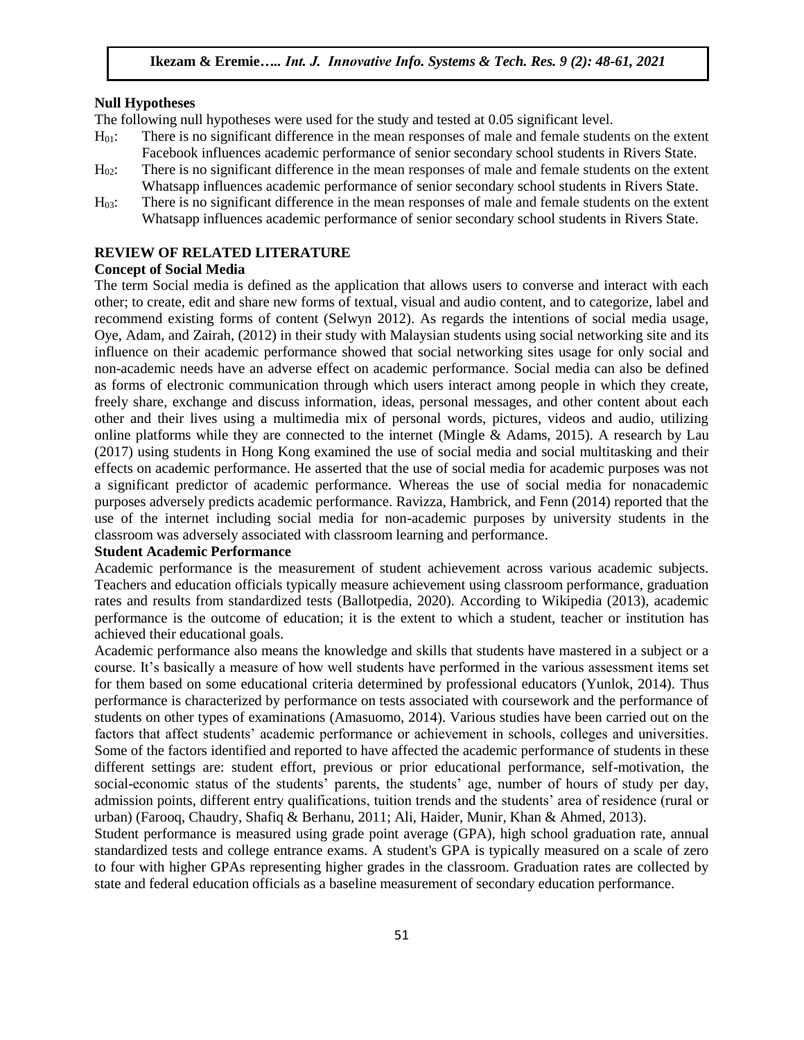**Null Hypotheses**

The following null hypotheses were used for the study and tested at 0.05 significant level.

$H_{01}$: There is no significant difference in the mean responses of male and female students on the extent Facebook influences academic performance of senior secondary school students in Rivers State.

$H_{02}$: There is no significant difference in the mean responses of male and female students on the extent Whatsapp influences academic performance of senior secondary school students in Rivers State.

$H_{03}$: There is no significant difference in the mean responses of male and female students on the extent Whatsapp influences academic performance of senior secondary school students in Rivers State.

## REVIEW OF RELATED LITERATURE

### Concept of Social Media

The term Social media is defined as the application that allows users to converse and interact with each other; to create, edit and share new forms of textual, visual and audio content, and to categorize, label and recommend existing forms of content (Selwyn 2012). As regards the intentions of social media usage, Oye, Adam, and Zairah, (2012) in their study with Malaysian students using social networking site and its influence on their academic performance showed that social networking sites usage for only social and non-academic needs have an adverse effect on academic performance. Social media can also be defined as forms of electronic communication through which users interact among people in which they create, freely share, exchange and discuss information, ideas, personal messages, and other content about each other and their lives using a multimedia mix of personal words, pictures, videos and audio, utilizing online platforms while they are connected to the internet (Mingle & Adams, 2015). A research by Lau (2017) using students in Hong Kong examined the use of social media and social multitasking and their effects on academic performance. He asserted that the use of social media for academic purposes was not a significant predictor of academic performance. Whereas the use of social media for nonacademic purposes adversely predicts academic performance. Ravizza, Hambrick, and Fenn (2014) reported that the use of the internet including social media for non-academic purposes by university students in the classroom was adversely associated with classroom learning and performance.

### Student Academic Performance

Academic performance is the measurement of student achievement across various academic subjects. Teachers and education officials typically measure achievement using classroom performance, graduation rates and results from standardized tests (Ballotpedia, 2020). According to Wikipedia (2013), academic performance is the outcome of education; it is the extent to which a student, teacher or institution has achieved their educational goals.

Academic performance also means the knowledge and skills that students have mastered in a subject or a course. It's basically a measure of how well students have performed in the various assessment items set for them based on some educational criteria determined by professional educators (Yunlok, 2014). Thus performance is characterized by performance on tests associated with coursework and the performance of students on other types of examinations (Amasuomo, 2014). Various studies have been carried out on the factors that affect students' academic performance or achievement in schools, colleges and universities. Some of the factors identified and reported to have affected the academic performance of students in these different settings are: student effort, previous or prior educational performance, self-motivation, the social-economic status of the students' parents, the students' age, number of hours of study per day, admission points, different entry qualifications, tuition trends and the students' area of residence (rural or urban) (Farooq, Chaudry, Shafiq & Berhanu, 2011; Ali, Haider, Munir, Khan & Ahmed, 2013).

Student performance is measured using grade point average (GPA), high school graduation rate, annual standardized tests and college entrance exams. A student's GPA is typically measured on a scale of zero to four with higher GPAs representing higher grades in the classroom. Graduation rates are collected by state and federal education officials as a baseline measurement of secondary education performance.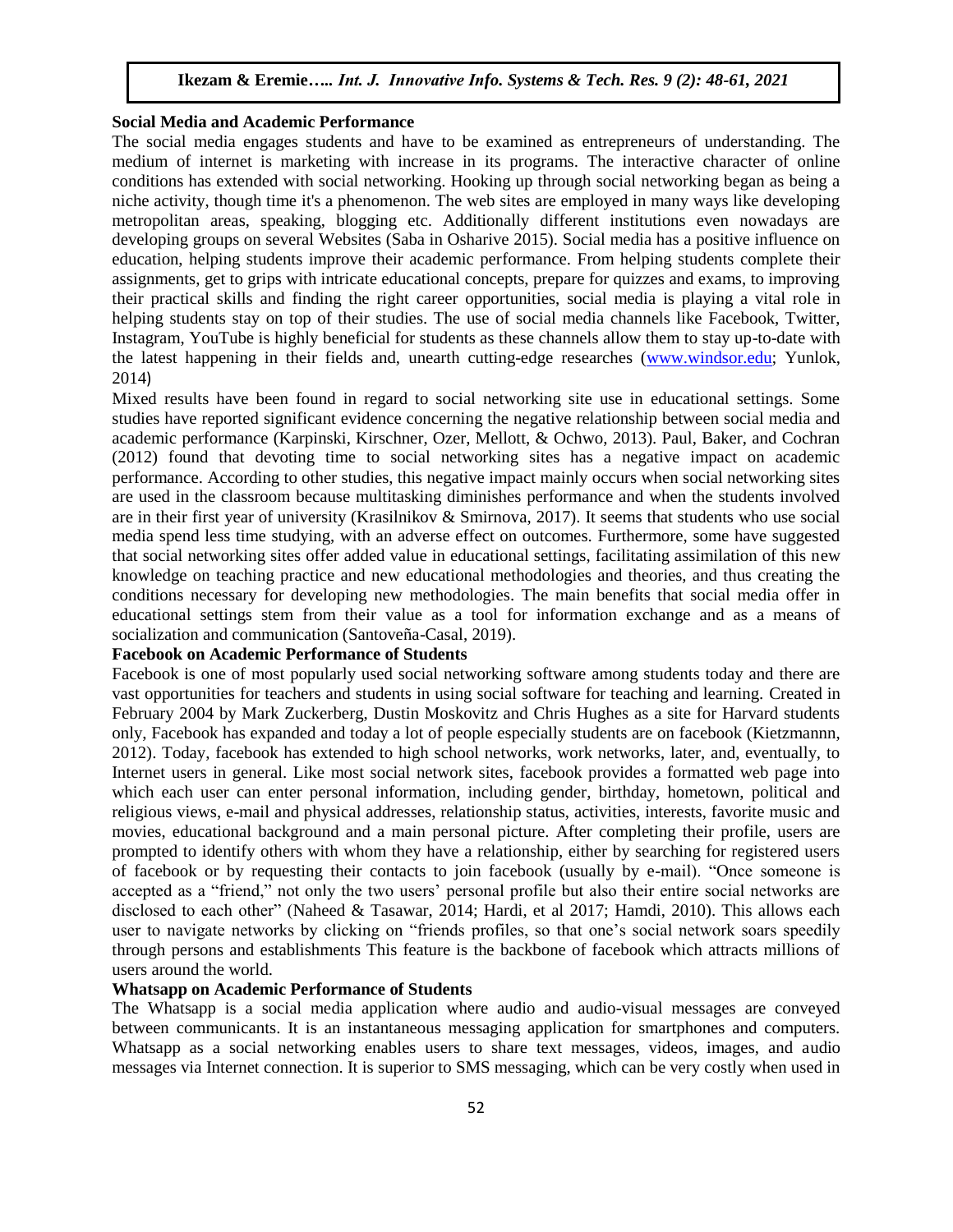**Social Media and Academic Performance**

The social media engages students and have to be examined as entrepreneurs of understanding. The medium of internet is marketing with increase in its programs. The interactive character of online conditions has extended with social networking. Hooking up through social networking began as being a niche activity, though time it's a phenomenon. The web sites are employed in many ways like developing metropolitan areas, speaking, blogging etc. Additionally different institutions even nowadays are developing groups on several Websites (Saba in Osharive 2015). Social media has a positive influence on education, helping students improve their academic performance. From helping students complete their assignments, get to grips with intricate educational concepts, prepare for quizzes and exams, to improving their practical skills and finding the right career opportunities, social media is playing a vital role in helping students stay on top of their studies. The use of social media channels like Facebook, Twitter, Instagram, YouTube is highly beneficial for students as these channels allow them to stay up-to-date with the latest happening in their fields and, unearth cutting-edge researches (www.windsor.edu; Yunlok, 2014)

Mixed results have been found in regard to social networking site use in educational settings. Some studies have reported significant evidence concerning the negative relationship between social media and academic performance (Karpinski, Kirschner, Ozer, Mellott, & Ochwo, 2013). Paul, Baker, and Cochran (2012) found that devoting time to social networking sites has a negative impact on academic performance. According to other studies, this negative impact mainly occurs when social networking sites are used in the classroom because multitasking diminishes performance and when the students involved are in their first year of university (Krasilnikov & Smirnova, 2017). It seems that students who use social media spend less time studying, with an adverse effect on outcomes. Furthermore, some have suggested that social networking sites offer added value in educational settings, facilitating assimilation of this new knowledge on teaching practice and new educational methodologies and theories, and thus creating the conditions necessary for developing new methodologies. The main benefits that social media offer in educational settings stem from their value as a tool for information exchange and as a means of socialization and communication (Santoveña-Casal, 2019).

**Facebook on Academic Performance of Students**

Facebook is one of most popularly used social networking software among students today and there are vast opportunities for teachers and students in using social software for teaching and learning. Created in February 2004 by Mark Zuckerberg, Dustin Moskovitz and Chris Hughes as a site for Harvard students only, Facebook has expanded and today a lot of people especially students are on facebook (Kietzmannn, 2012). Today, facebook has extended to high school networks, work networks, later, and, eventually, to Internet users in general. Like most social network sites, facebook provides a formatted web page into which each user can enter personal information, including gender, birthday, hometown, political and religious views, e-mail and physical addresses, relationship status, activities, interests, favorite music and movies, educational background and a main personal picture. After completing their profile, users are prompted to identify others with whom they have a relationship, either by searching for registered users of facebook or by requesting their contacts to join facebook (usually by e-mail). "Once someone is accepted as a "friend," not only the two users' personal profile but also their entire social networks are disclosed to each other" (Naheed & Tasawar, 2014; Hardi, et al 2017; Hamdi, 2010). This allows each user to navigate networks by clicking on "friends profiles, so that one's social network soars speedily through persons and establishments This feature is the backbone of facebook which attracts millions of users around the world.

**Whatsapp on Academic Performance of Students**

The Whatsapp is a social media application where audio and audio-visual messages are conveyed between communicants. It is an instantaneous messaging application for smartphones and computers. Whatsapp as a social networking enables users to share text messages, videos, images, and audio messages via Internet connection. It is superior to SMS messaging, which can be very costly when used in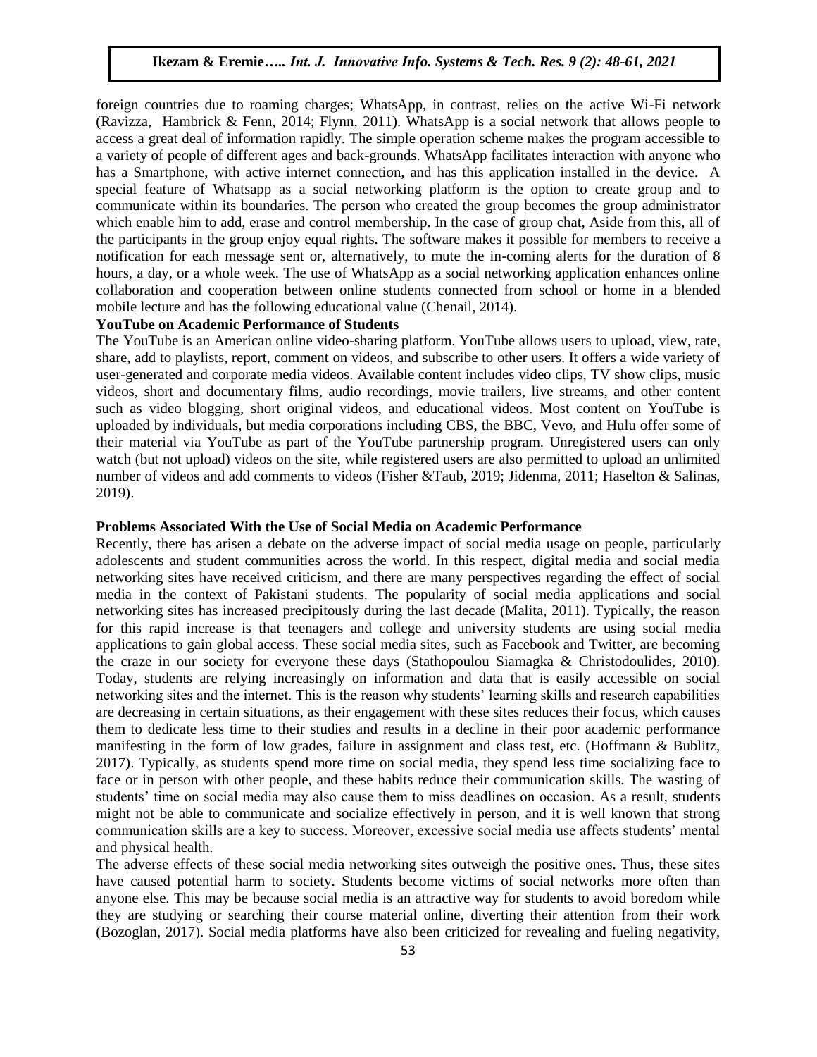foreign countries due to roaming charges; WhatsApp, in contrast, relies on the active Wi-Fi network (Ravizza, Hambrick & Fenn, 2014; Flynn, 2011). WhatsApp is a social network that allows people to access a great deal of information rapidly. The simple operation scheme makes the program accessible to a variety of people of different ages and back-grounds. WhatsApp facilitates interaction with anyone who has a Smartphone, with active internet connection, and has this application installed in the device. A special feature of Whatsapp as a social networking platform is the option to create group and to communicate within its boundaries. The person who created the group becomes the group administrator which enable him to add, erase and control membership. In the case of group chat, Aside from this, all of the participants in the group enjoy equal rights. The software makes it possible for members to receive a notification for each message sent or, alternatively, to mute the in-coming alerts for the duration of 8 hours, a day, or a whole week. The use of WhatsApp as a social networking application enhances online collaboration and cooperation between online students connected from school or home in a blended mobile lecture and has the following educational value (Chenail, 2014).

**YouTube on Academic Performance of Students**

The YouTube is an American online video-sharing platform. YouTube allows users to upload, view, rate, share, add to playlists, report, comment on videos, and subscribe to other users. It offers a wide variety of user-generated and corporate media videos. Available content includes video clips, TV show clips, music videos, short and documentary films, audio recordings, movie trailers, live streams, and other content such as video blogging, short original videos, and educational videos. Most content on YouTube is uploaded by individuals, but media corporations including CBS, the BBC, Vevo, and Hulu offer some of their material via YouTube as part of the YouTube partnership program. Unregistered users can only watch (but not upload) videos on the site, while registered users are also permitted to upload an unlimited number of videos and add comments to videos (Fisher &Taub, 2019; Jidenma, 2011; Haselton & Salinas, 2019).

**Problems Associated With the Use of Social Media on Academic Performance**

Recently, there has arisen a debate on the adverse impact of social media usage on people, particularly adolescents and student communities across the world. In this respect, digital media and social media networking sites have received criticism, and there are many perspectives regarding the effect of social media in the context of Pakistani students. The popularity of social media applications and social networking sites has increased precipitously during the last decade (Malita, 2011). Typically, the reason for this rapid increase is that teenagers and college and university students are using social media applications to gain global access. These social media sites, such as Facebook and Twitter, are becoming the craze in our society for everyone these days (Stathopoulou Siamagka & Christodoulides, 2010). Today, students are relying increasingly on information and data that is easily accessible on social networking sites and the internet. This is the reason why students' learning skills and research capabilities are decreasing in certain situations, as their engagement with these sites reduces their focus, which causes them to dedicate less time to their studies and results in a decline in their poor academic performance manifesting in the form of low grades, failure in assignment and class test, etc. (Hoffmann & Bublitz, 2017). Typically, as students spend more time on social media, they spend less time socializing face to face or in person with other people, and these habits reduce their communication skills. The wasting of students' time on social media may also cause them to miss deadlines on occasion. As a result, students might not be able to communicate and socialize effectively in person, and it is well known that strong communication skills are a key to success. Moreover, excessive social media use affects students' mental and physical health.

The adverse effects of these social media networking sites outweigh the positive ones. Thus, these sites have caused potential harm to society. Students become victims of social networks more often than anyone else. This may be because social media is an attractive way for students to avoid boredom while they are studying or searching their course material online, diverting their attention from their work (Bozoglan, 2017). Social media platforms have also been criticized for revealing and fueling negativity,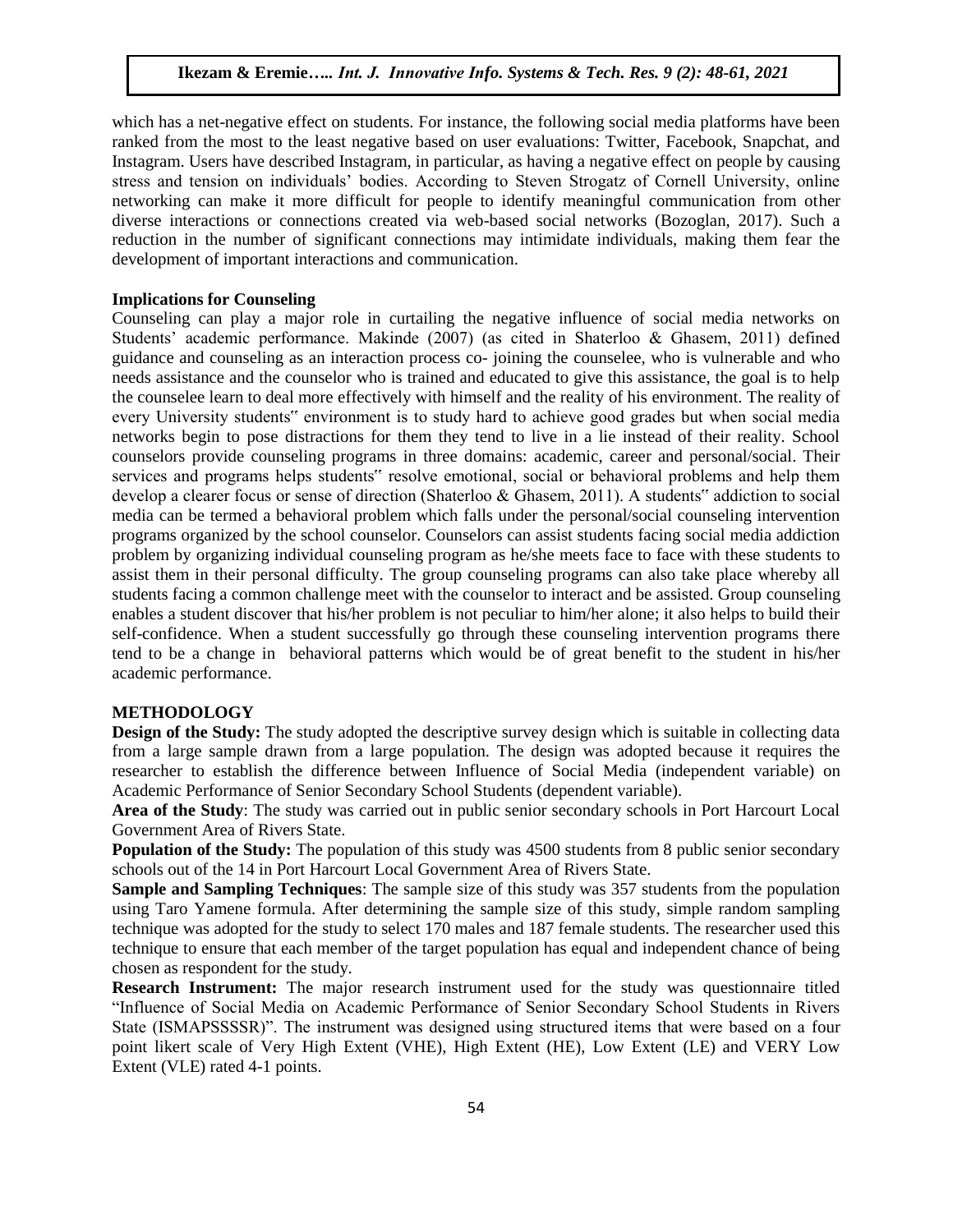which has a net-negative effect on students. For instance, the following social media platforms have been ranked from the most to the least negative based on user evaluations: Twitter, Facebook, Snapchat, and Instagram. Users have described Instagram, in particular, as having a negative effect on people by causing stress and tension on individuals' bodies. According to Steven Strogatz of Cornell University, online networking can make it more difficult for people to identify meaningful communication from other diverse interactions or connections created via web-based social networks (Bozoglan, 2017). Such a reduction in the number of significant connections may intimidate individuals, making them fear the development of important interactions and communication.

**Implications for Counseling**

Counseling can play a major role in curtailing the negative influence of social media networks on Students' academic performance. Makinde (2007) (as cited in Shaterloo & Ghasem, 2011) defined guidance and counseling as an interaction process co- joining the counselee, who is vulnerable and who needs assistance and the counselor who is trained and educated to give this assistance, the goal is to help the counselee learn to deal more effectively with himself and the reality of his environment. The reality of every University students" environment is to study hard to achieve good grades but when social media networks begin to pose distractions for them they tend to live in a lie instead of their reality. School counselors provide counseling programs in three domains: academic, career and personal/social. Their services and programs helps students" resolve emotional, social or behavioral problems and help them develop a clearer focus or sense of direction (Shaterloo & Ghasem, 2011). A students" addiction to social media can be termed a behavioral problem which falls under the personal/social counseling intervention programs organized by the school counselor. Counselors can assist students facing social media addiction problem by organizing individual counseling program as he/she meets face to face with these students to assist them in their personal difficulty. The group counseling programs can also take place whereby all students facing a common challenge meet with the counselor to interact and be assisted. Group counseling enables a student discover that his/her problem is not peculiar to him/her alone; it also helps to build their self-confidence. When a student successfully go through these counseling intervention programs there tend to be a change in behavioral patterns which would be of great benefit to the student in his/her academic performance.

## METHODOLOGY

**Design of the Study:** The study adopted the descriptive survey design which is suitable in collecting data from a large sample drawn from a large population. The design was adopted because it requires the researcher to establish the difference between Influence of Social Media (independent variable) on Academic Performance of Senior Secondary School Students (dependent variable).

**Area of the Study**: The study was carried out in public senior secondary schools in Port Harcourt Local Government Area of Rivers State.

**Population of the Study:** The population of this study was 4500 students from 8 public senior secondary schools out of the 14 in Port Harcourt Local Government Area of Rivers State.

**Sample and Sampling Techniques**: The sample size of this study was 357 students from the population using Taro Yamene formula. After determining the sample size of this study, simple random sampling technique was adopted for the study to select 170 males and 187 female students. The researcher used this technique to ensure that each member of the target population has equal and independent chance of being chosen as respondent for the study.

**Research Instrument:** The major research instrument used for the study was questionnaire titled "Influence of Social Media on Academic Performance of Senior Secondary School Students in Rivers State (ISMAPSSSSR)". The instrument was designed using structured items that were based on a four point likert scale of Very High Extent (VHE), High Extent (HE), Low Extent (LE) and VERY Low Extent (VLE) rated 4-1 points.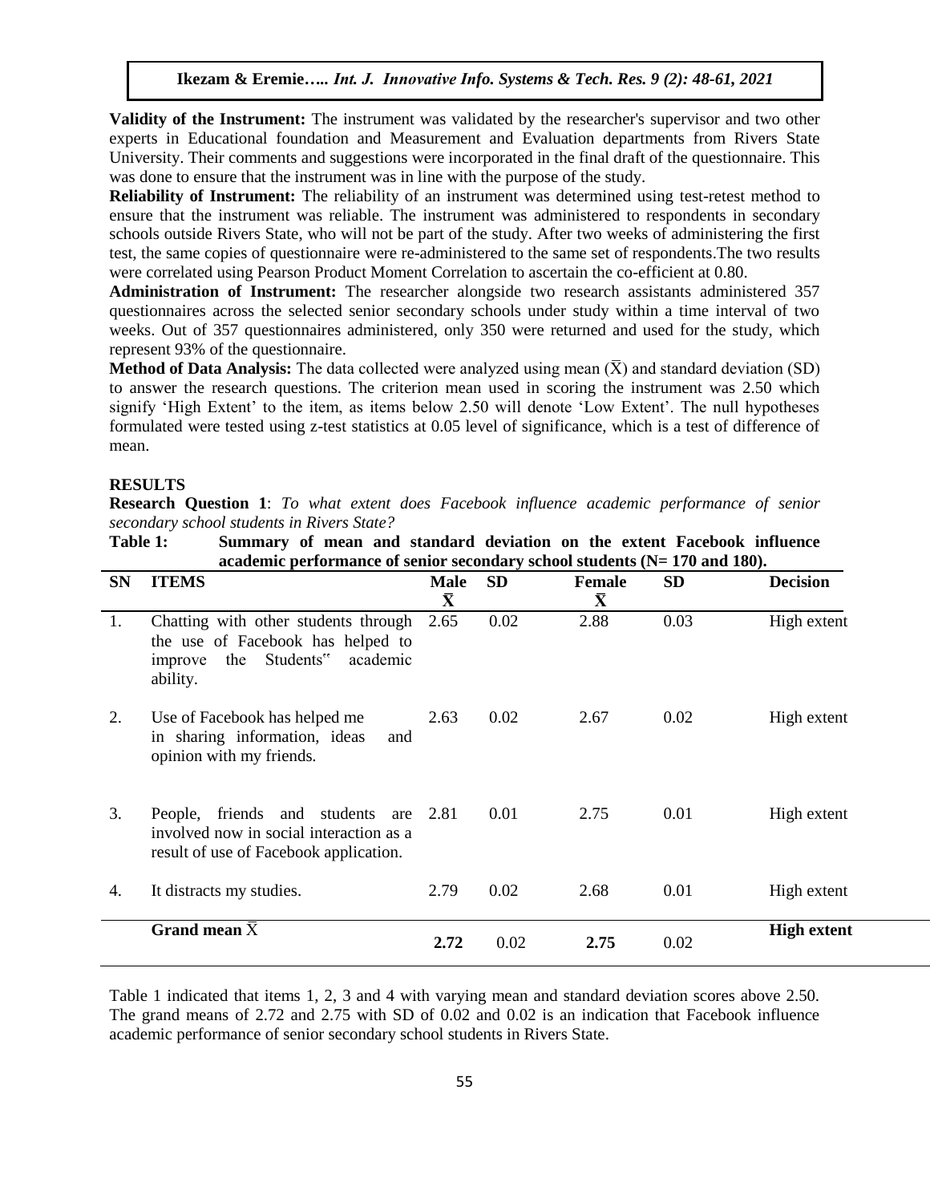**Validity of the Instrument:** The instrument was validated by the researcher's supervisor and two other experts in Educational foundation and Measurement and Evaluation departments from Rivers State University. Their comments and suggestions were incorporated in the final draft of the questionnaire. This was done to ensure that the instrument was in line with the purpose of the study.

**Reliability of Instrument:** The reliability of an instrument was determined using test-retest method to ensure that the instrument was reliable. The instrument was administered to respondents in secondary schools outside Rivers State, who will not be part of the study. After two weeks of administering the first test, the same copies of questionnaire were re-administered to the same set of respondents.The two results were correlated using Pearson Product Moment Correlation to ascertain the co-efficient at 0.80.

**Administration of Instrument:** The researcher alongside two research assistants administered 357 questionnaires across the selected senior secondary schools under study within a time interval of two weeks. Out of 357 questionnaires administered, only 350 were returned and used for the study, which represent 93% of the questionnaire.

**Method of Data Analysis:** The data collected were analyzed using mean ($\bar{X}$) and standard deviation (SD) to answer the research questions. The criterion mean used in scoring the instrument was 2.50 which signify 'High Extent' to the item, as items below 2.50 will denote 'Low Extent'. The null hypotheses formulated were tested using z-test statistics at 0.05 level of significance, which is a test of difference of mean.

## RESULTS

**Research Question 1**: *To what extent does Facebook influence academic performance of senior secondary school students in Rivers State?*

**Table 1: Summary of mean and standard deviation on the extent Facebook influence academic performance of senior secondary school students (N= 170 and 180).**

| SN | ITEMS | Male $\bar{X}$ | SD | Female $\bar{X}$ | SD | Decision |
|---|---|---|---|---|---|---|
| 1. | Chatting with other students through the use of Facebook has helped to improve the Students" academic ability. | 2.65 | 0.02 | 2.88 | 0.03 | High extent |
| 2. | Use of Facebook has helped me in sharing information, ideas and opinion with my friends. | 2.63 | 0.02 | 2.67 | 0.02 | High extent |
| 3. | People, friends and students are involved now in social interaction as a result of use of Facebook application. | 2.81 | 0.01 | 2.75 | 0.01 | High extent |
| 4. | It distracts my studies. | 2.79 | 0.02 | 2.68 | 0.01 | High extent |
| | **Grand mean $\bar{X}$** | **2.72** | 0.02 | **2.75** | 0.02 | **High extent** |

Table 1 indicated that items 1, 2, 3 and 4 with varying mean and standard deviation scores above 2.50. The grand means of 2.72 and 2.75 with SD of 0.02 and 0.02 is an indication that Facebook influence academic performance of senior secondary school students in Rivers State.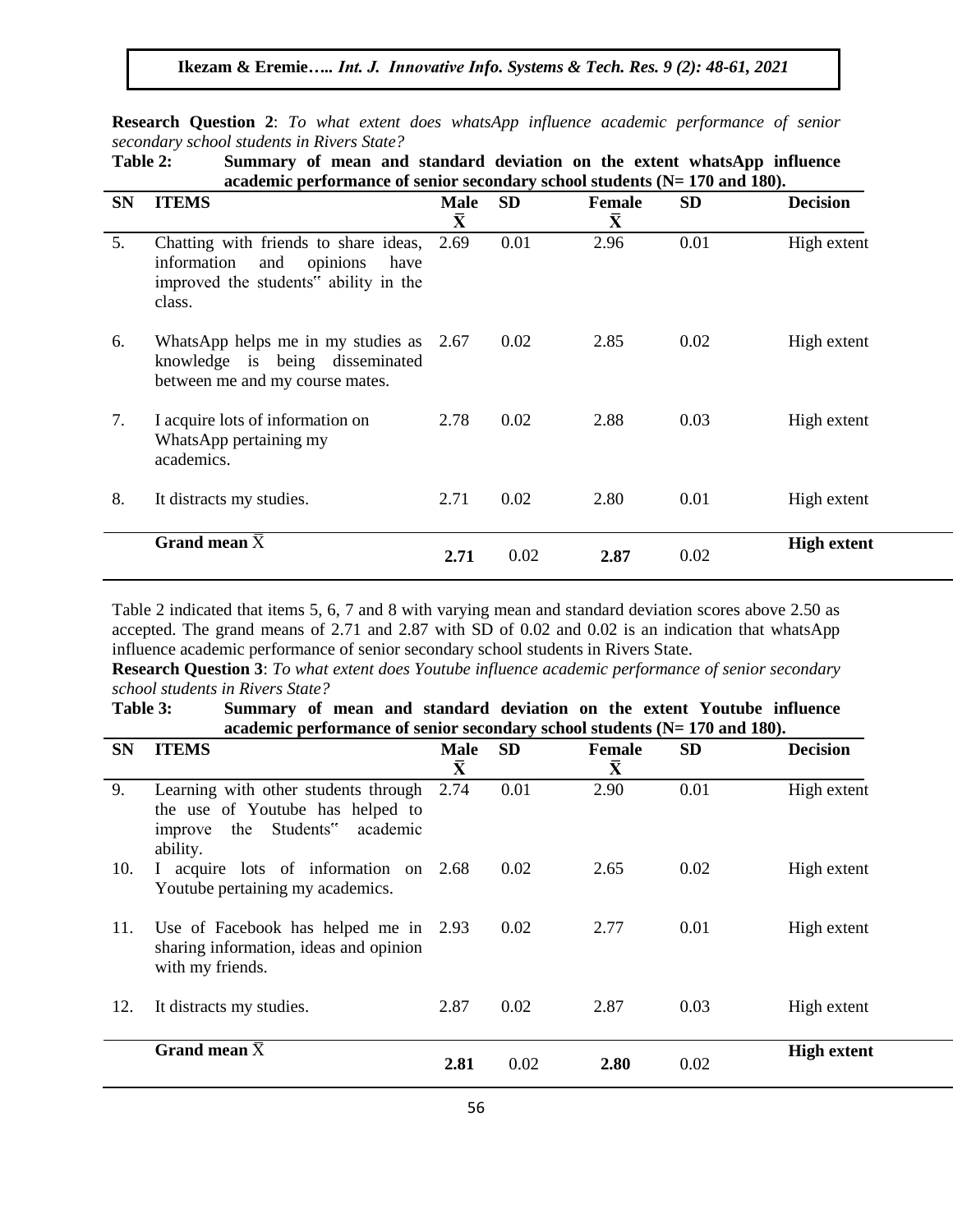**Research Question 2**: *To what extent does whatsApp influence academic performance of senior secondary school students in Rivers State?*

**Table 2: Summary of mean and standard deviation on the extent whatsApp influence academic performance of senior secondary school students (N= 170 and 180).**

| SN | ITEMS | Male $\bar{X}$ | SD | Female $\bar{X}$ | SD | Decision |
|---|---|---|---|---|---|---|
| 5. | Chatting with friends to share ideas, information and opinions have improved the students" ability in the class. | 2.69 | 0.01 | 2.96 | 0.01 | High extent |
| 6. | WhatsApp helps me in my studies as knowledge is being disseminated between me and my course mates. | 2.67 | 0.02 | 2.85 | 0.02 | High extent |
| 7. | I acquire lots of information on WhatsApp pertaining my academics. | 2.78 | 0.02 | 2.88 | 0.03 | High extent |
| 8. | It distracts my studies. | 2.71 | 0.02 | 2.80 | 0.01 | High extent |
| | **Grand mean $\bar{X}$** | **2.71** | 0.02 | **2.87** | 0.02 | **High extent** |

Table 2 indicated that items 5, 6, 7 and 8 with varying mean and standard deviation scores above 2.50 as accepted. The grand means of 2.71 and 2.87 with SD of 0.02 and 0.02 is an indication that whatsApp influence academic performance of senior secondary school students in Rivers State.

**Research Question 3**: *To what extent does Youtube influence academic performance of senior secondary school students in Rivers State?*

**Table 3: Summary of mean and standard deviation on the extent Youtube influence academic performance of senior secondary school students (N= 170 and 180).**

| SN | ITEMS | Male $\bar{X}$ | SD | Female $\bar{X}$ | SD | Decision |
|---|---|---|---|---|---|---|
| 9. | Learning with other students through the use of Youtube has helped to improve the Students" academic ability. | 2.74 | 0.01 | 2.90 | 0.01 | High extent |
| 10. | I acquire lots of information on Youtube pertaining my academics. | 2.68 | 0.02 | 2.65 | 0.02 | High extent |
| 11. | Use of Facebook has helped me in sharing information, ideas and opinion with my friends. | 2.93 | 0.02 | 2.77 | 0.01 | High extent |
| 12. | It distracts my studies. | 2.87 | 0.02 | 2.87 | 0.03 | High extent |
| | **Grand mean $\bar{X}$** | **2.81** | 0.02 | **2.80** | 0.02 | **High extent** |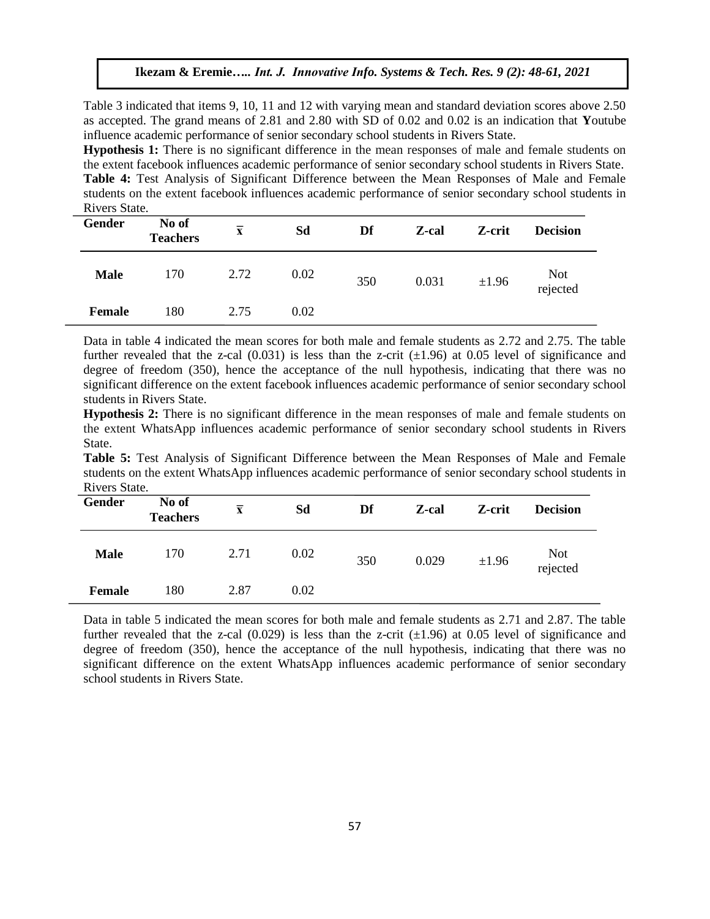Table 3 indicated that items 9, 10, 11 and 12 with varying mean and standard deviation scores above 2.50 as accepted. The grand means of 2.81 and 2.80 with SD of 0.02 and 0.02 is an indication that **Y**outube influence academic performance of senior secondary school students in Rivers State.

**Hypothesis 1:** There is no significant difference in the mean responses of male and female students on the extent facebook influences academic performance of senior secondary school students in Rivers State.

**Table 4:** Test Analysis of Significant Difference between the Mean Responses of Male and Female students on the extent facebook influences academic performance of senior secondary school students in Rivers State.

| Gender | No of Teachers | $\bar{x}$ | Sd | Df | Z-cal | Z-crit | Decision |
|---|---|---|---|---|---|---|---|
| **Male** | 170 | 2.72 | 0.02 | 350 | 0.031 | ±1.96 | Not rejected |
| **Female** | 180 | 2.75 | 0.02 | | | | |

Data in table 4 indicated the mean scores for both male and female students as 2.72 and 2.75. The table further revealed that the z-cal (0.031) is less than the z-crit (±1.96) at 0.05 level of significance and degree of freedom (350), hence the acceptance of the null hypothesis, indicating that there was no significant difference on the extent facebook influences academic performance of senior secondary school students in Rivers State.

**Hypothesis 2:** There is no significant difference in the mean responses of male and female students on the extent WhatsApp influences academic performance of senior secondary school students in Rivers State.

**Table 5:** Test Analysis of Significant Difference between the Mean Responses of Male and Female students on the extent WhatsApp influences academic performance of senior secondary school students in Rivers State.

| Gender | No of Teachers | $\bar{x}$ | Sd | Df | Z-cal | Z-crit | Decision |
|---|---|---|---|---|---|---|---|
| **Male** | 170 | 2.71 | 0.02 | 350 | 0.029 | ±1.96 | Not rejected |
| **Female** | 180 | 2.87 | 0.02 | | | | |

Data in table 5 indicated the mean scores for both male and female students as 2.71 and 2.87. The table further revealed that the z-cal (0.029) is less than the z-crit (±1.96) at 0.05 level of significance and degree of freedom (350), hence the acceptance of the null hypothesis, indicating that there was no significant difference on the extent WhatsApp influences academic performance of senior secondary school students in Rivers State.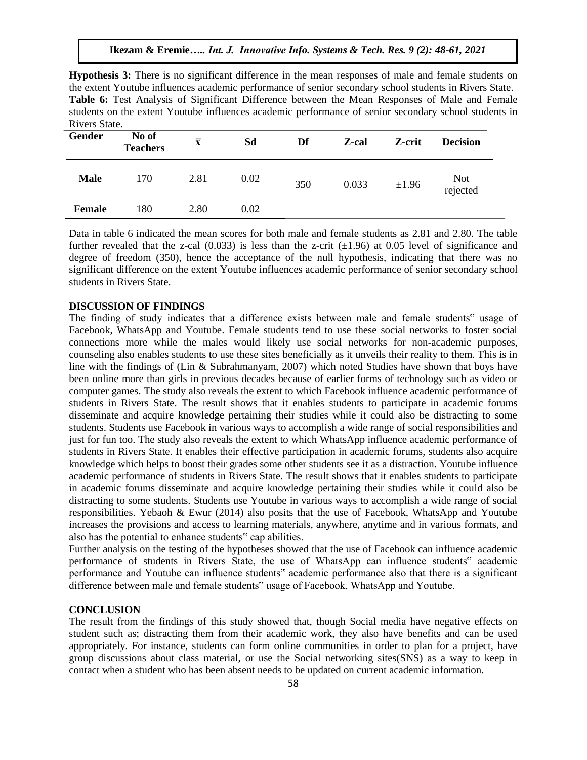**Hypothesis 3:** There is no significant difference in the mean responses of male and female students on the extent Youtube influences academic performance of senior secondary school students in Rivers State.

**Table 6:** Test Analysis of Significant Difference between the Mean Responses of Male and Female students on the extent Youtube influences academic performance of senior secondary school students in Rivers State.

| Gender | No of Teachers | $\bar{x}$ | Sd | Df | Z-cal | Z-crit | Decision |
|---|---|---|---|---|---|---|---|
| **Male** | 170 | 2.81 | 0.02 | 350 | 0.033 | ±1.96 | Not rejected |
| **Female** | 180 | 2.80 | 0.02 | | | | |

Data in table 6 indicated the mean scores for both male and female students as 2.81 and 2.80. The table further revealed that the z-cal (0.033) is less than the z-crit (±1.96) at 0.05 level of significance and degree of freedom (350), hence the acceptance of the null hypothesis, indicating that there was no significant difference on the extent Youtube influences academic performance of senior secondary school students in Rivers State.

## DISCUSSION OF FINDINGS

The finding of study indicates that a difference exists between male and female students" usage of Facebook, WhatsApp and Youtube. Female students tend to use these social networks to foster social connections more while the males would likely use social networks for non-academic purposes, counseling also enables students to use these sites beneficially as it unveils their reality to them. This is in line with the findings of (Lin & Subrahmanyam, 2007) which noted Studies have shown that boys have been online more than girls in previous decades because of earlier forms of technology such as video or computer games. The study also reveals the extent to which Facebook influence academic performance of students in Rivers State. The result shows that it enables students to participate in academic forums disseminate and acquire knowledge pertaining their studies while it could also be distracting to some students. Students use Facebook in various ways to accomplish a wide range of social responsibilities and just for fun too. The study also reveals the extent to which WhatsApp influence academic performance of students in Rivers State. It enables their effective participation in academic forums, students also acquire knowledge which helps to boost their grades some other students see it as a distraction. Youtube influence academic performance of students in Rivers State. The result shows that it enables students to participate in academic forums disseminate and acquire knowledge pertaining their studies while it could also be distracting to some students. Students use Youtube in various ways to accomplish a wide range of social responsibilities. Yebaoh & Ewur (2014) also posits that the use of Facebook, WhatsApp and Youtube increases the provisions and access to learning materials, anywhere, anytime and in various formats, and also has the potential to enhance students" cap abilities.

Further analysis on the testing of the hypotheses showed that the use of Facebook can influence academic performance of students in Rivers State, the use of WhatsApp can influence students" academic performance and Youtube can influence students" academic performance also that there is a significant difference between male and female students" usage of Facebook, WhatsApp and Youtube.

## CONCLUSION

The result from the findings of this study showed that, though Social media have negative effects on student such as; distracting them from their academic work, they also have benefits and can be used appropriately. For instance, students can form online communities in order to plan for a project, have group discussions about class material, or use the Social networking sites(SNS) as a way to keep in contact when a student who has been absent needs to be updated on current academic information.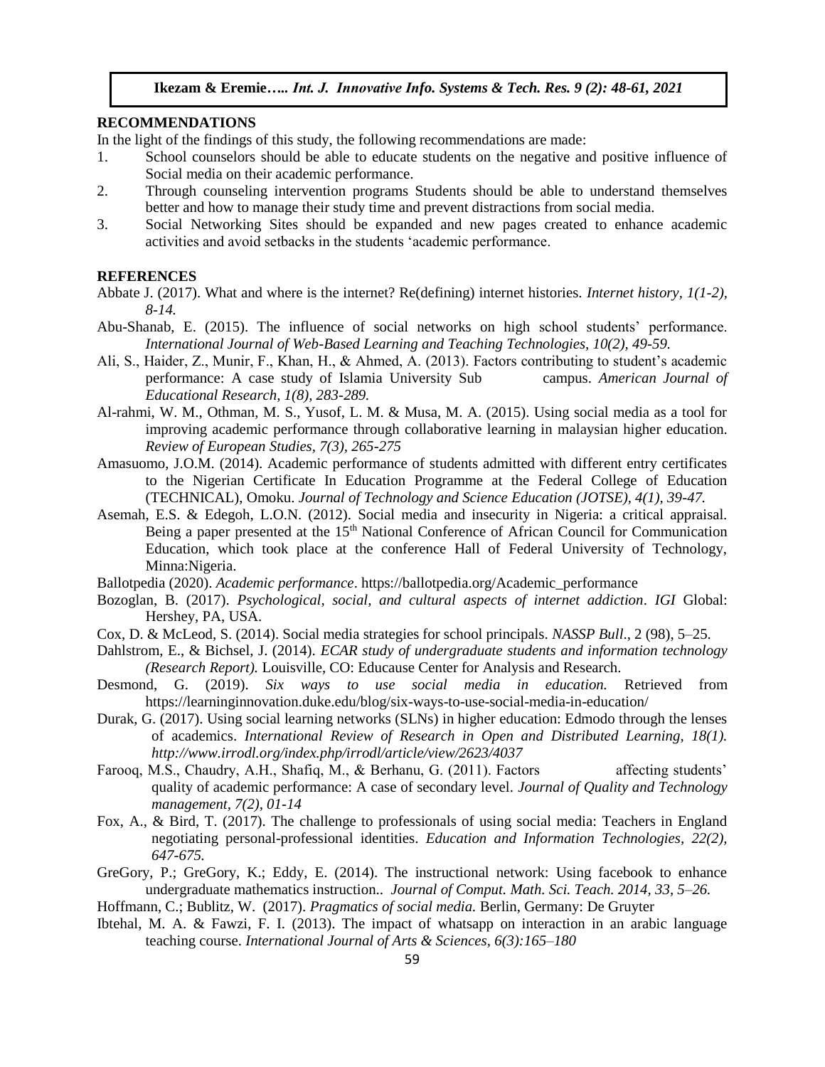## RECOMMENDATIONS

In the light of the findings of this study, the following recommendations are made:

1. School counselors should be able to educate students on the negative and positive influence of Social media on their academic performance.
2. Through counseling intervention programs Students should be able to understand themselves better and how to manage their study time and prevent distractions from social media.
3. Social Networking Sites should be expanded and new pages created to enhance academic activities and avoid setbacks in the students 'academic performance.

## REFERENCES

Abbate J. (2017). What and where is the internet? Re(defining) internet histories. *Internet history, 1(1-2), 8-14.*

Abu-Shanab, E. (2015). The influence of social networks on high school students' performance. *International Journal of Web-Based Learning and Teaching Technologies, 10(2), 49-59.*

Ali, S., Haider, Z., Munir, F., Khan, H., & Ahmed, A. (2013). Factors contributing to student's academic performance: A case study of Islamia University Sub campus. *American Journal of Educational Research, 1(8), 283-289.*

Al-rahmi, W. M., Othman, M. S., Yusof, L. M. & Musa, M. A. (2015). Using social media as a tool for improving academic performance through collaborative learning in malaysian higher education. *Review of European Studies, 7(3), 265-275*

Amasuomo, J.O.M. (2014). Academic performance of students admitted with different entry certificates to the Nigerian Certificate In Education Programme at the Federal College of Education (TECHNICAL), Omoku. *Journal of Technology and Science Education (JOTSE), 4(1), 39-47.*

Asemah, E.S. & Edegoh, L.O.N. (2012). Social media and insecurity in Nigeria: a critical appraisal. Being a paper presented at the 15th National Conference of African Council for Communication Education, which took place at the conference Hall of Federal University of Technology, Minna:Nigeria.

Ballotpedia (2020). *Academic performance*. https://ballotpedia.org/Academic_performance

Bozoglan, B. (2017). *Psychological, social, and cultural aspects of internet addiction*. *IGI* Global: Hershey, PA, USA.

Cox, D. & McLeod, S. (2014). Social media strategies for school principals. *NASSP Bull*., 2 (98), 5–25.

Dahlstrom, E., & Bichsel, J. (2014). *ECAR study of undergraduate students and information technology (Research Report).* Louisville, CO: Educause Center for Analysis and Research.

Desmond, G. (2019). *Six ways to use social media in education.* Retrieved from https://learninginnovation.duke.edu/blog/six-ways-to-use-social-media-in-education/

Durak, G. (2017). Using social learning networks (SLNs) in higher education: Edmodo through the lenses of academics. *International Review of Research in Open and Distributed Learning, 18(1). http://www.irrodl.org/index.php/irrodl/article/view/2623/4037*

Farooq, M.S., Chaudry, A.H., Shafiq, M., & Berhanu, G. (2011). Factors affecting students' quality of academic performance: A case of secondary level. *Journal of Quality and Technology management, 7(2), 01-14*

Fox, A., & Bird, T. (2017). The challenge to professionals of using social media: Teachers in England negotiating personal-professional identities. *Education and Information Technologies, 22(2), 647-675.*

GreGory, P.; GreGory, K.; Eddy, E. (2014). The instructional network: Using facebook to enhance undergraduate mathematics instruction.. *Journal of Comput. Math. Sci. Teach. 2014, 33, 5–26.*

Hoffmann, C.; Bublitz, W. (2017). *Pragmatics of social media.* Berlin, Germany: De Gruyter

Ibtehal, M. A. & Fawzi, F. I. (2013). The impact of whatsapp on interaction in an arabic language teaching course. *International Journal of Arts & Sciences, 6(3):165–180*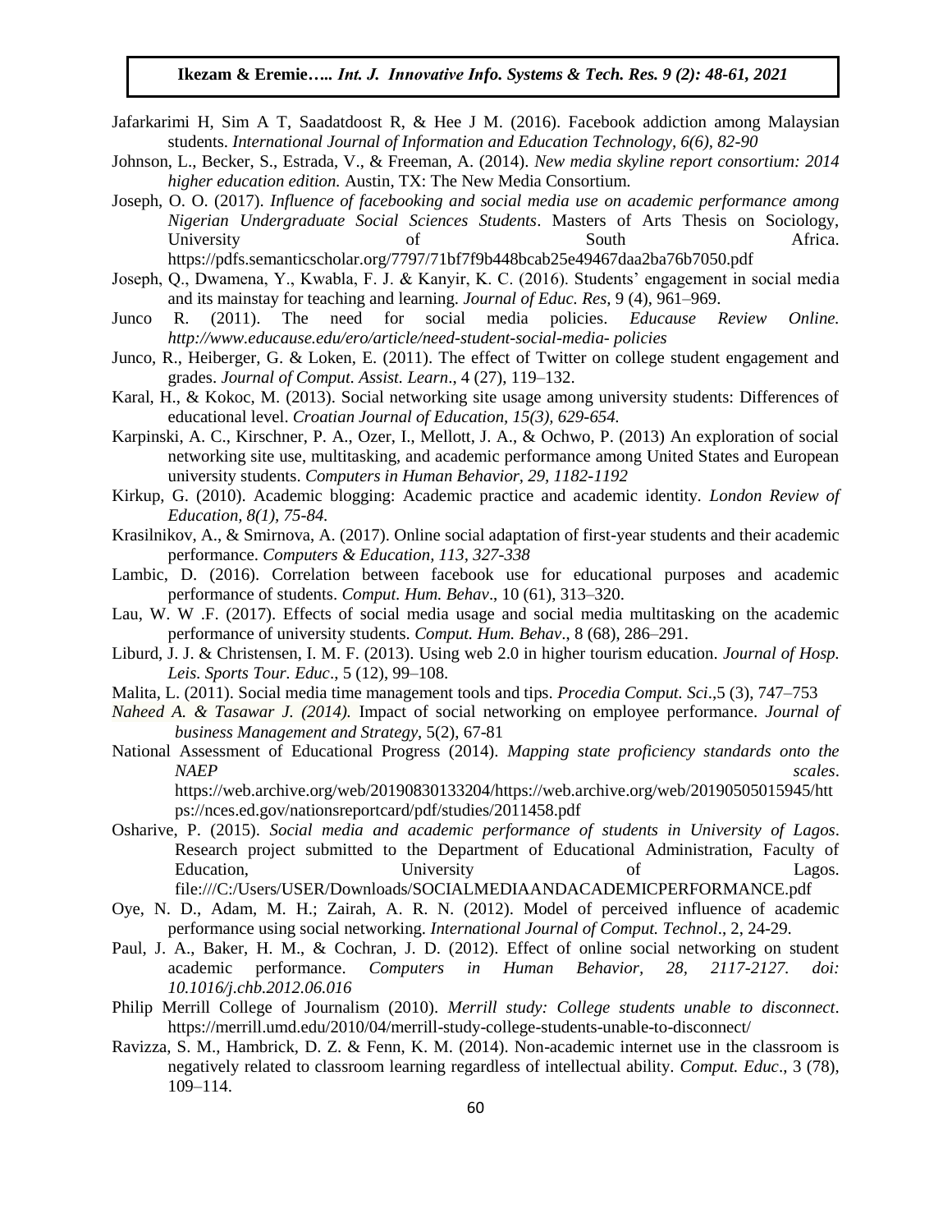Jafarkarimi H, Sim A T, Saadatdoost R, & Hee J M. (2016). Facebook addiction among Malaysian students. *International Journal of Information and Education Technology, 6(6), 82-90*

Johnson, L., Becker, S., Estrada, V., & Freeman, A. (2014). *New media skyline report consortium: 2014 higher education edition.* Austin, TX: The New Media Consortium.

Joseph, O. O. (2017). *Influence of facebooking and social media use on academic performance among Nigerian Undergraduate Social Sciences Students*. Masters of Arts Thesis on Sociology, University of South Africa. https://pdfs.semanticscholar.org/7797/71bf7f9b448bcab25e49467daa2ba76b7050.pdf

Joseph, Q., Dwamena, Y., Kwabla, F. J. & Kanyir, K. C. (2016). Students' engagement in social media and its mainstay for teaching and learning. *Journal of Educ. Res*, 9 (4), 961–969.

Junco R. (2011). The need for social media policies. *Educause Review Online. http://www.educause.edu/ero/article/need-student-social-media- policies*

Junco, R., Heiberger, G. & Loken, E. (2011). The effect of Twitter on college student engagement and grades. *Journal of Comput. Assist. Learn*., 4 (27), 119–132.

Karal, H., & Kokoc, M. (2013). Social networking site usage among university students: Differences of educational level. *Croatian Journal of Education, 15(3), 629-654.*

Karpinski, A. C., Kirschner, P. A., Ozer, I., Mellott, J. A., & Ochwo, P. (2013) An exploration of social networking site use, multitasking, and academic performance among United States and European university students. *Computers in Human Behavior, 29, 1182-1192*

Kirkup, G. (2010). Academic blogging: Academic practice and academic identity. *London Review of Education, 8(1), 75-84.*

Krasilnikov, A., & Smirnova, A. (2017). Online social adaptation of first-year students and their academic performance. *Computers & Education, 113, 327-338*

Lambic, D. (2016). Correlation between facebook use for educational purposes and academic performance of students. *Comput. Hum. Behav*., 10 (61), 313–320.

Lau, W. W .F. (2017). Effects of social media usage and social media multitasking on the academic performance of university students. *Comput. Hum. Behav*., 8 (68), 286–291.

Liburd, J. J. & Christensen, I. M. F. (2013). Using web 2.0 in higher tourism education. *Journal of Hosp. Leis. Sports Tour. Educ*., 5 (12), 99–108.

Malita, L. (2011). Social media time management tools and tips. *Procedia Comput. Sci*.,5 (3), 747–753

*Naheed A. & Tasawar J. (2014).* Impact of social networking on employee performance. *Journal of business Management and Strategy*, 5(2), 67-81

National Assessment of Educational Progress (2014). *Mapping state proficiency standards onto the NAEP scales*. https://web.archive.org/web/20190830133204/https://web.archive.org/web/20190505015945/https://nces.ed.gov/nationsreportcard/pdf/studies/2011458.pdf

Osharive, P. (2015). *Social media and academic performance of students in University of Lagos*. Research project submitted to the Department of Educational Administration, Faculty of Education, University of Lagos. file:///C:/Users/USER/Downloads/SOCIALMEDIAANDACADEMICPERFORMANCE.pdf

Oye, N. D., Adam, M. H.; Zairah, A. R. N. (2012). Model of perceived influence of academic performance using social networking. *International Journal of Comput. Technol*., 2, 24-29.

Paul, J. A., Baker, H. M., & Cochran, J. D. (2012). Effect of online social networking on student academic performance. *Computers in Human Behavior, 28, 2117-2127. doi: 10.1016/j.chb.2012.06.016*

Philip Merrill College of Journalism (2010). *Merrill study: College students unable to disconnect*. https://merrill.umd.edu/2010/04/merrill-study-college-students-unable-to-disconnect/

Ravizza, S. M., Hambrick, D. Z. & Fenn, K. M. (2014). Non-academic internet use in the classroom is negatively related to classroom learning regardless of intellectual ability. *Comput. Educ*., 3 (78), 109–114.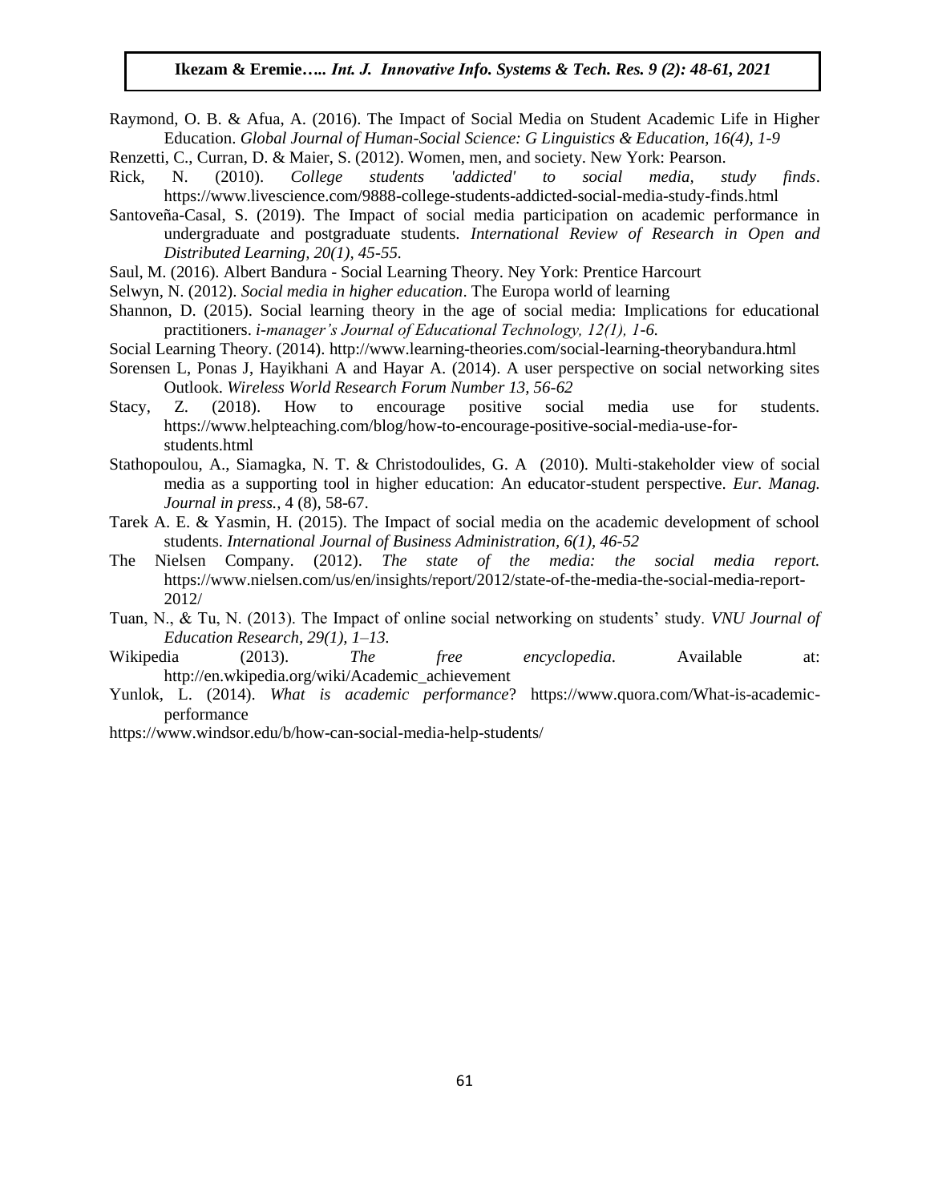Raymond, O. B. & Afua, A. (2016). The Impact of Social Media on Student Academic Life in Higher Education. *Global Journal of Human-Social Science: G Linguistics & Education, 16(4), 1-9*

Renzetti, C., Curran, D. & Maier, S. (2012). Women, men, and society. New York: Pearson.

Rick, N. (2010). *College students 'addicted' to social media, study finds*. https://www.livescience.com/9888-college-students-addicted-social-media-study-finds.html

Santoveña-Casal, S. (2019). The Impact of social media participation on academic performance in undergraduate and postgraduate students. *International Review of Research in Open and Distributed Learning, 20(1), 45-55.*

Saul, M. (2016). Albert Bandura - Social Learning Theory. Ney York: Prentice Harcourt

Selwyn, N. (2012). *Social media in higher education*. The Europa world of learning

Shannon, D. (2015). Social learning theory in the age of social media: Implications for educational practitioners. *i-manager's Journal of Educational Technology, 12(1), 1-6.*

Social Learning Theory. (2014). http://www.learning-theories.com/social-learning-theorybandura.html

Sorensen L, Ponas J, Hayikhani A and Hayar A. (2014). A user perspective on social networking sites Outlook. *Wireless World Research Forum Number 13, 56-62*

Stacy, Z. (2018). How to encourage positive social media use for students. https://www.helpteaching.com/blog/how-to-encourage-positive-social-media-use-for-students.html

Stathopoulou, A., Siamagka, N. T. & Christodoulides, G. A (2010). Multi-stakeholder view of social media as a supporting tool in higher education: An educator-student perspective. *Eur. Manag. Journal in press.,* 4 (8), 58-67.

Tarek A. E. & Yasmin, H. (2015). The Impact of social media on the academic development of school students. *International Journal of Business Administration, 6(1), 46-52*

The Nielsen Company. (2012). *The state of the media: the social media report.* https://www.nielsen.com/us/en/insights/report/2012/state-of-the-media-the-social-media-report-2012/

Tuan, N., & Tu, N. (2013). The Impact of online social networking on students' study. *VNU Journal of Education Research, 29(1), 1–13.*

Wikipedia (2013). *The free encyclopedia*. Available at: http://en.wkipedia.org/wiki/Academic_achievement

Yunlok, L. (2014). *What is academic performance*? https://www.quora.com/What-is-academic-performance

https://www.windsor.edu/b/how-can-social-media-help-students/